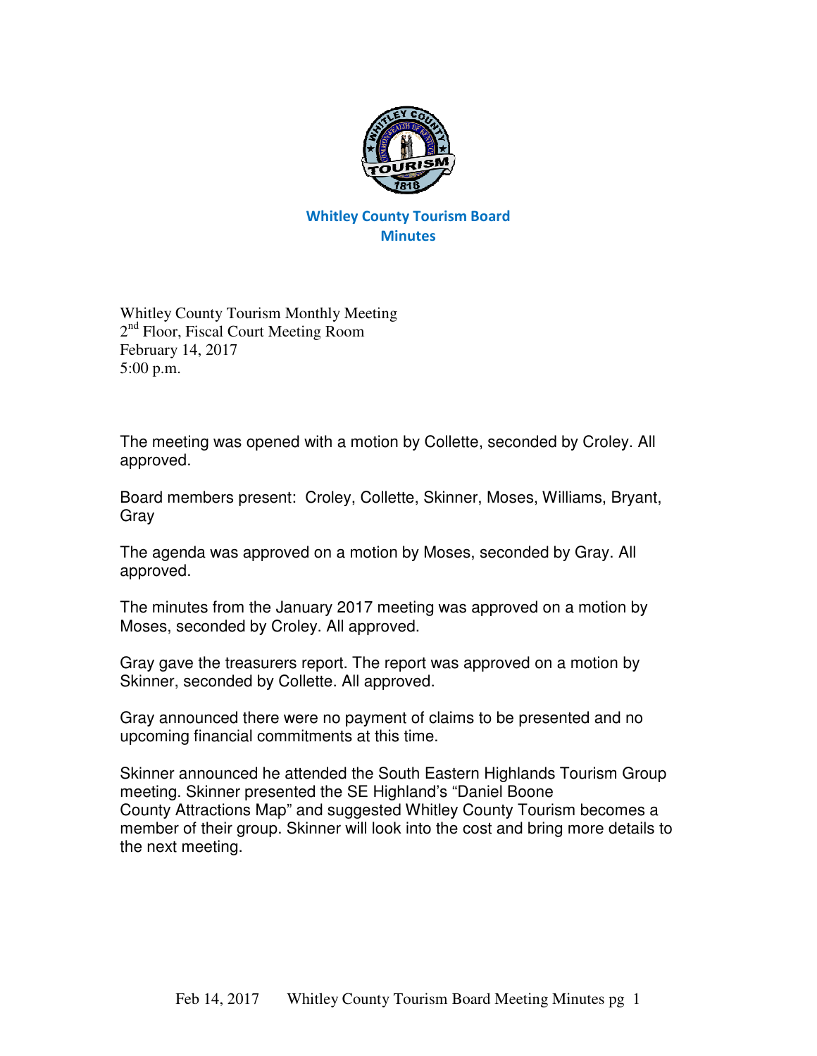# Whitley County Tourism Board
## Minutes

Whitley County Tourism Monthly Meeting
2nd Floor, Fiscal Court Meeting Room
February 14, 2017
5:00 p.m.

The meeting was opened with a motion by Collette, seconded by Croley. All approved.

Board members present: Croley, Collette, Skinner, Moses, Williams, Bryant, Gray

The agenda was approved on a motion by Moses, seconded by Gray. All approved.

The minutes from the January 2017 meeting was approved on a motion by Moses, seconded by Croley. All approved.

Gray gave the treasurers report. The report was approved on a motion by Skinner, seconded by Collette. All approved.

Gray announced there were no payment of claims to be presented and no upcoming financial commitments at this time.

Skinner announced he attended the South Eastern Highlands Tourism Group meeting. Skinner presented the SE Highland's "Daniel Boone County Attractions Map" and suggested Whitley County Tourism becomes a member of their group. Skinner will look into the cost and bring more details to the next meeting.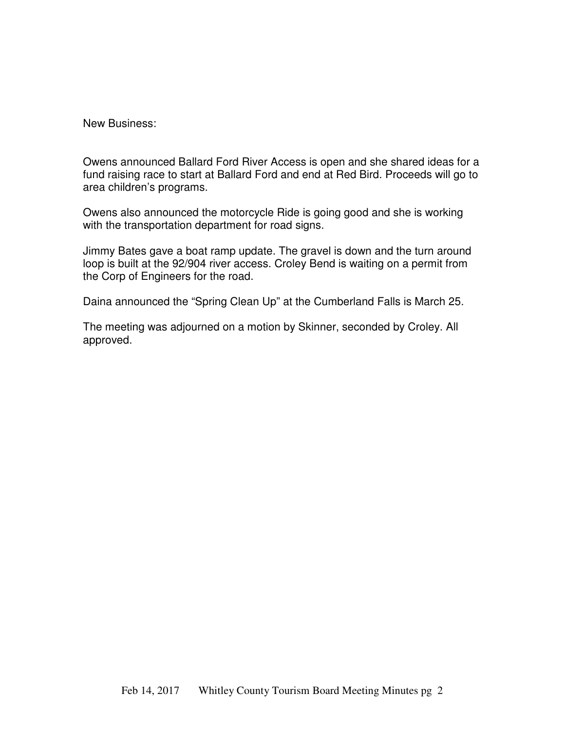New Business:

Owens announced Ballard Ford River Access is open and she shared ideas for a fund raising race to start at Ballard Ford and end at Red Bird. Proceeds will go to area children's programs.

Owens also announced the motorcycle Ride is going good and she is working with the transportation department for road signs.

Jimmy Bates gave a boat ramp update. The gravel is down and the turn around loop is built at the 92/904 river access. Croley Bend is waiting on a permit from the Corp of Engineers for the road.

Daina announced the "Spring Clean Up" at the Cumberland Falls is March 25.

The meeting was adjourned on a motion by Skinner, seconded by Croley. All approved.